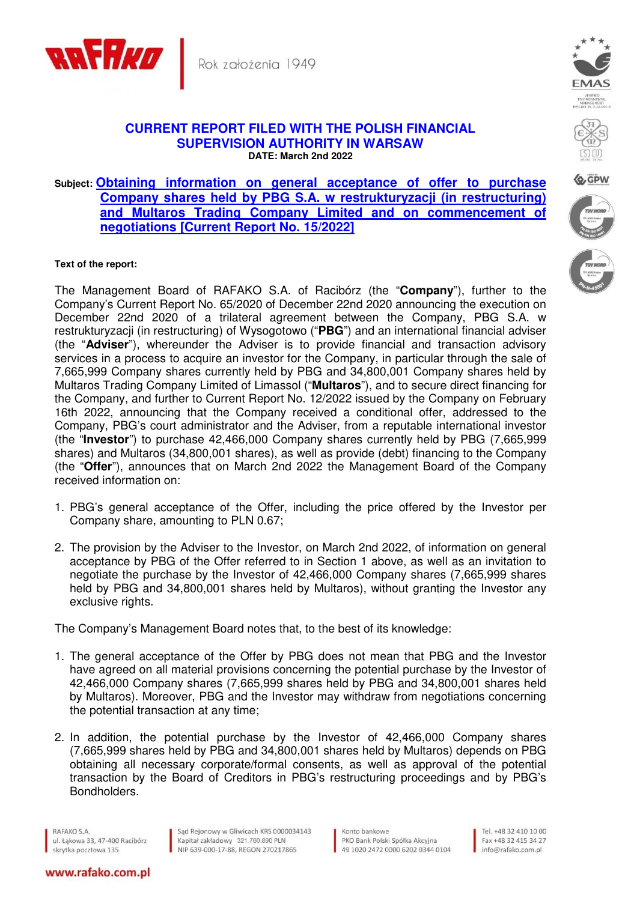Rok założenia 1949

# CURRENT REPORT FILED WITH THE POLISH FINANCIAL SUPERVISION AUTHORITY IN WARSAW

**DATE: March 2nd 2022**

**Subject: Obtaining information on general acceptance of offer to purchase Company shares held by PBG S.A. w restrukturyzacji (in restructuring) and Multaros Trading Company Limited and on commencement of negotiations [Current Report No. 15/2022]**

**Text of the report:**

The Management Board of RAFAKO S.A. of Racibórz (the "**Company**"), further to the Company's Current Report No. 65/2020 of December 22nd 2020 announcing the execution on December 22nd 2020 of a trilateral agreement between the Company, PBG S.A. w restrukturyzacji (in restructuring) of Wysogotowo ("**PBG**") and an international financial adviser (the "**Adviser**"), whereunder the Adviser is to provide financial and transaction advisory services in a process to acquire an investor for the Company, in particular through the sale of 7,665,999 Company shares currently held by PBG and 34,800,001 Company shares held by Multaros Trading Company Limited of Limassol ("**Multaros**"), and to secure direct financing for the Company, and further to Current Report No. 12/2022 issued by the Company on February 16th 2022, announcing that the Company received a conditional offer, addressed to the Company, PBG's court administrator and the Adviser, from a reputable international investor (the "**Investor**") to purchase 42,466,000 Company shares currently held by PBG (7,665,999 shares) and Multaros (34,800,001 shares), as well as provide (debt) financing to the Company (the "**Offer**"), announces that on March 2nd 2022 the Management Board of the Company received information on:

1. PBG's general acceptance of the Offer, including the price offered by the Investor per Company share, amounting to PLN 0.67;

2. The provision by the Adviser to the Investor, on March 2nd 2022, of information on general acceptance by PBG of the Offer referred to in Section 1 above, as well as an invitation to negotiate the purchase by the Investor of 42,466,000 Company shares (7,665,999 shares held by PBG and 34,800,001 shares held by Multaros), without granting the Investor any exclusive rights.

The Company's Management Board notes that, to the best of its knowledge:

1. The general acceptance of the Offer by PBG does not mean that PBG and the Investor have agreed on all material provisions concerning the potential purchase by the Investor of 42,466,000 Company shares (7,665,999 shares held by PBG and 34,800,001 shares held by Multaros). Moreover, PBG and the Investor may withdraw from negotiations concerning the potential transaction at any time;

2. In addition, the potential purchase by the Investor of 42,466,000 Company shares (7,665,999 shares held by PBG and 34,800,001 shares held by Multaros) depends on PBG obtaining all necessary corporate/formal consents, as well as approval of the potential transaction by the Board of Creditors in PBG's restructuring proceedings and by PBG's Bondholders.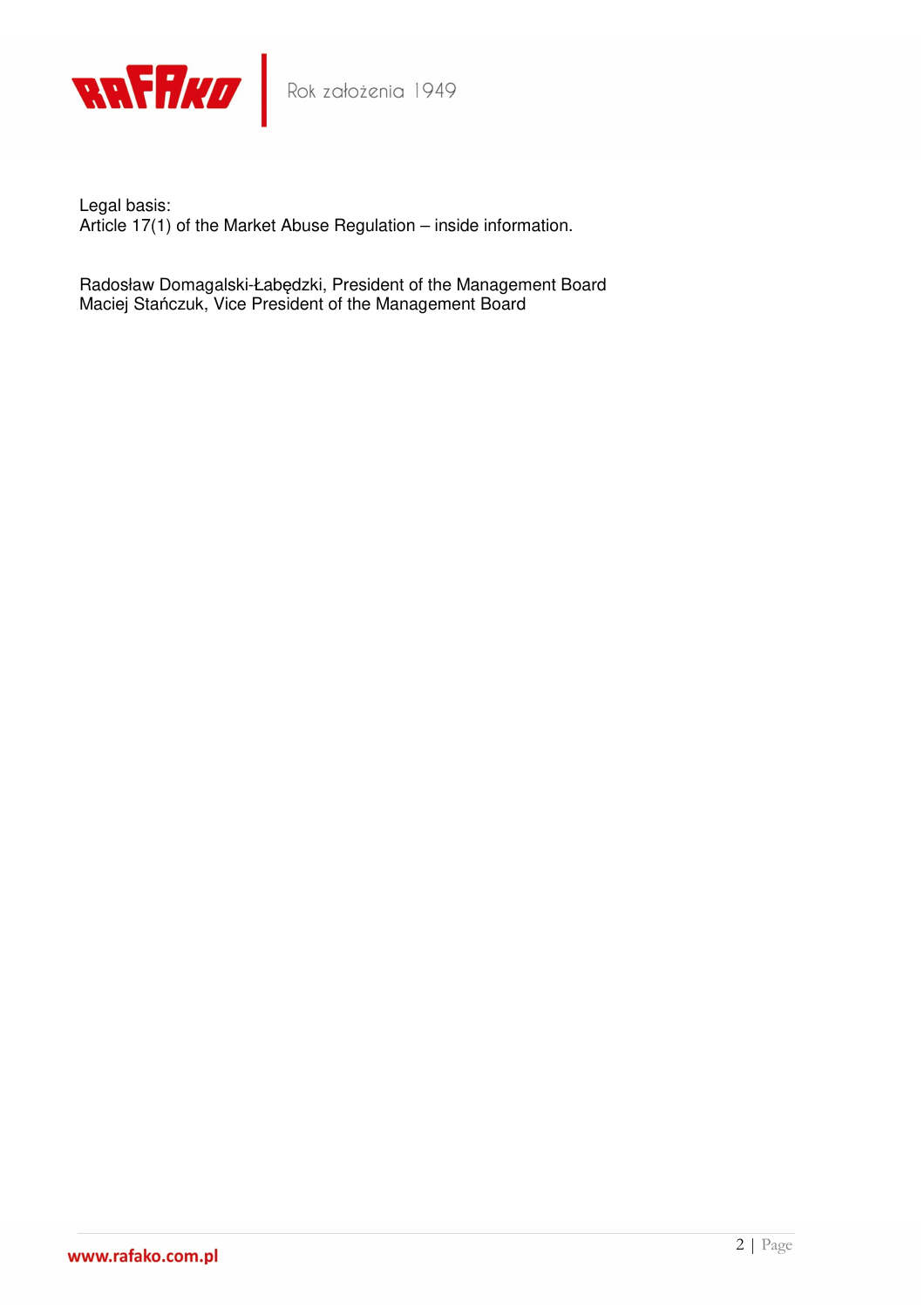Legal basis:
Article 17(1) of the Market Abuse Regulation – inside information.

Radosław Domagalski-Łabędzki, President of the Management Board
Maciej Stańczuk, Vice President of the Management Board